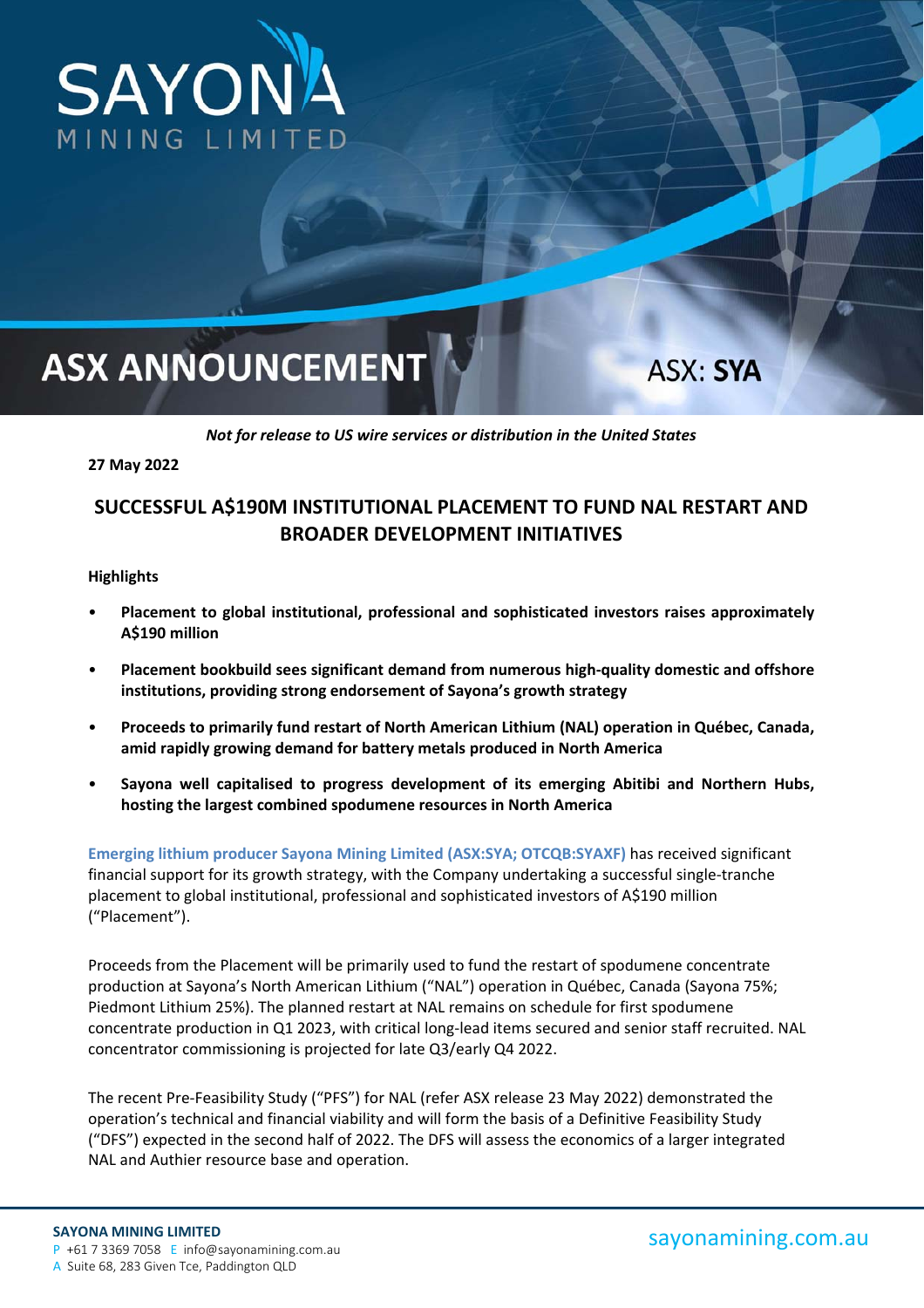# ASX ANNOUNCEMENT

ASX: SYA

***Not for release to US wire services or distribution in the United States***

**27 May 2022**

## SUCCESSFUL A$190M INSTITUTIONAL PLACEMENT TO FUND NAL RESTART AND BROADER DEVELOPMENT INITIATIVES

**Highlights**

- **Placement to global institutional, professional and sophisticated investors raises approximately A$190 million**
- **Placement bookbuild sees significant demand from numerous high-quality domestic and offshore institutions, providing strong endorsement of Sayona's growth strategy**
- **Proceeds to primarily fund restart of North American Lithium (NAL) operation in Québec, Canada, amid rapidly growing demand for battery metals produced in North America**
- **Sayona well capitalised to progress development of its emerging Abitibi and Northern Hubs, hosting the largest combined spodumene resources in North America**

**Emerging lithium producer Sayona Mining Limited (ASX:SYA; OTCQB:SYAXF)** has received significant financial support for its growth strategy, with the Company undertaking a successful single-tranche placement to global institutional, professional and sophisticated investors of A$190 million ("Placement").

Proceeds from the Placement will be primarily used to fund the restart of spodumene concentrate production at Sayona's North American Lithium ("NAL") operation in Québec, Canada (Sayona 75%; Piedmont Lithium 25%). The planned restart at NAL remains on schedule for first spodumene concentrate production in Q1 2023, with critical long-lead items secured and senior staff recruited. NAL concentrator commissioning is projected for late Q3/early Q4 2022.

The recent Pre-Feasibility Study ("PFS") for NAL (refer ASX release 23 May 2022) demonstrated the operation's technical and financial viability and will form the basis of a Definitive Feasibility Study ("DFS") expected in the second half of 2022. The DFS will assess the economics of a larger integrated NAL and Authier resource base and operation.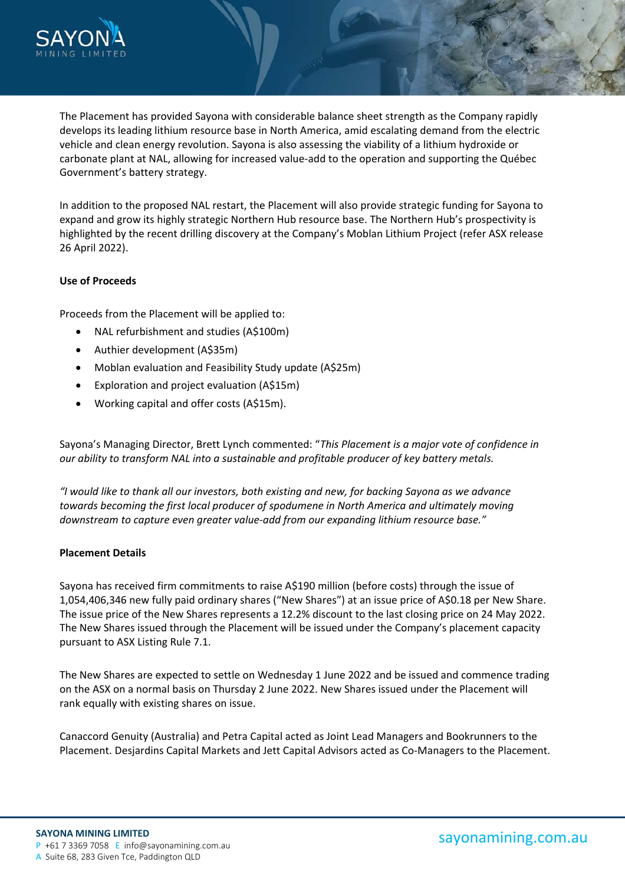The Placement has provided Sayona with considerable balance sheet strength as the Company rapidly develops its leading lithium resource base in North America, amid escalating demand from the electric vehicle and clean energy revolution. Sayona is also assessing the viability of a lithium hydroxide or carbonate plant at NAL, allowing for increased value-add to the operation and supporting the Québec Government's battery strategy.

In addition to the proposed NAL restart, the Placement will also provide strategic funding for Sayona to expand and grow its highly strategic Northern Hub resource base. The Northern Hub's prospectivity is highlighted by the recent drilling discovery at the Company's Moblan Lithium Project (refer ASX release 26 April 2022).

**Use of Proceeds**

Proceeds from the Placement will be applied to:

- NAL refurbishment and studies (A$100m)
- Authier development (A$35m)
- Moblan evaluation and Feasibility Study update (A$25m)
- Exploration and project evaluation (A$15m)
- Working capital and offer costs (A$15m).

Sayona's Managing Director, Brett Lynch commented: "*This Placement is a major vote of confidence in our ability to transform NAL into a sustainable and profitable producer of key battery metals.*

*"I would like to thank all our investors, both existing and new, for backing Sayona as we advance towards becoming the first local producer of spodumene in North America and ultimately moving downstream to capture even greater value-add from our expanding lithium resource base."*

**Placement Details**

Sayona has received firm commitments to raise A$190 million (before costs) through the issue of 1,054,406,346 new fully paid ordinary shares ("New Shares") at an issue price of A$0.18 per New Share. The issue price of the New Shares represents a 12.2% discount to the last closing price on 24 May 2022. The New Shares issued through the Placement will be issued under the Company's placement capacity pursuant to ASX Listing Rule 7.1.

The New Shares are expected to settle on Wednesday 1 June 2022 and be issued and commence trading on the ASX on a normal basis on Thursday 2 June 2022. New Shares issued under the Placement will rank equally with existing shares on issue.

Canaccord Genuity (Australia) and Petra Capital acted as Joint Lead Managers and Bookrunners to the Placement. Desjardins Capital Markets and Jett Capital Advisors acted as Co-Managers to the Placement.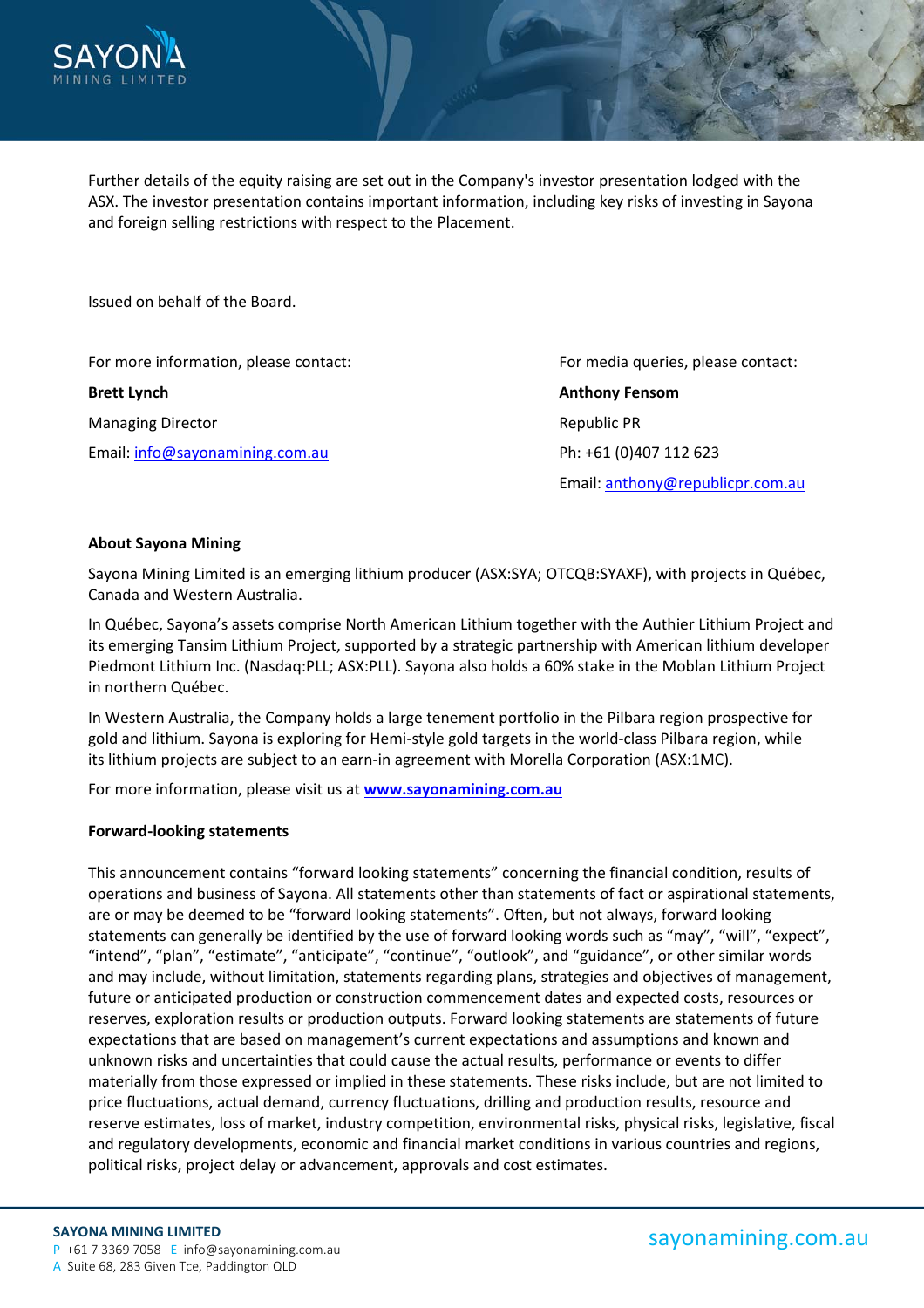Further details of the equity raising are set out in the Company's investor presentation lodged with the ASX. The investor presentation contains important information, including key risks of investing in Sayona and foreign selling restrictions with respect to the Placement.

Issued on behalf of the Board.

For more information, please contact:

**Brett Lynch**

Managing Director

Email: info@sayonamining.com.au

For media queries, please contact:

**Anthony Fensom**

Republic PR

Ph: +61 (0)407 112 623

Email: anthony@republicpr.com.au

**About Sayona Mining**

Sayona Mining Limited is an emerging lithium producer (ASX:SYA; OTCQB:SYAXF), with projects in Québec, Canada and Western Australia.

In Québec, Sayona's assets comprise North American Lithium together with the Authier Lithium Project and its emerging Tansim Lithium Project, supported by a strategic partnership with American lithium developer Piedmont Lithium Inc. (Nasdaq:PLL; ASX:PLL). Sayona also holds a 60% stake in the Moblan Lithium Project in northern Québec.

In Western Australia, the Company holds a large tenement portfolio in the Pilbara region prospective for gold and lithium. Sayona is exploring for Hemi-style gold targets in the world-class Pilbara region, while its lithium projects are subject to an earn-in agreement with Morella Corporation (ASX:1MC).

For more information, please visit us at **www.sayonamining.com.au**

**Forward-looking statements**

This announcement contains "forward looking statements" concerning the financial condition, results of operations and business of Sayona. All statements other than statements of fact or aspirational statements, are or may be deemed to be "forward looking statements". Often, but not always, forward looking statements can generally be identified by the use of forward looking words such as "may", "will", "expect", "intend", "plan", "estimate", "anticipate", "continue", "outlook", and "guidance", or other similar words and may include, without limitation, statements regarding plans, strategies and objectives of management, future or anticipated production or construction commencement dates and expected costs, resources or reserves, exploration results or production outputs. Forward looking statements are statements of future expectations that are based on management's current expectations and assumptions and known and unknown risks and uncertainties that could cause the actual results, performance or events to differ materially from those expressed or implied in these statements. These risks include, but are not limited to price fluctuations, actual demand, currency fluctuations, drilling and production results, resource and reserve estimates, loss of market, industry competition, environmental risks, physical risks, legislative, fiscal and regulatory developments, economic and financial market conditions in various countries and regions, political risks, project delay or advancement, approvals and cost estimates.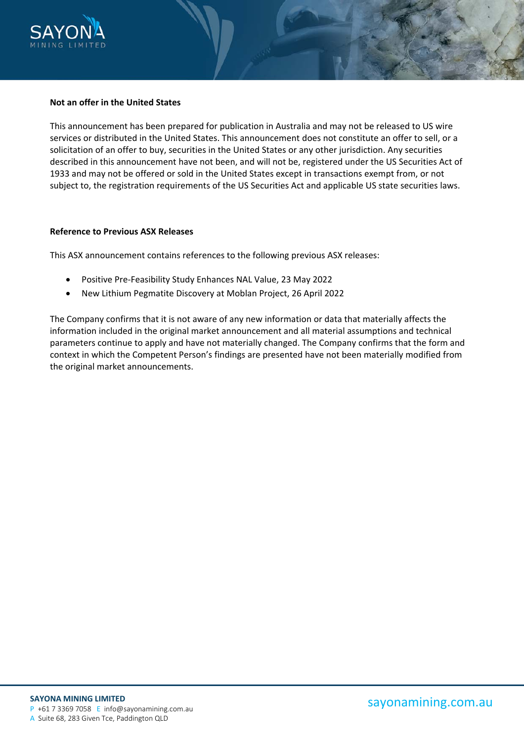**Not an offer in the United States**

This announcement has been prepared for publication in Australia and may not be released to US wire services or distributed in the United States. This announcement does not constitute an offer to sell, or a solicitation of an offer to buy, securities in the United States or any other jurisdiction. Any securities described in this announcement have not been, and will not be, registered under the US Securities Act of 1933 and may not be offered or sold in the United States except in transactions exempt from, or not subject to, the registration requirements of the US Securities Act and applicable US state securities laws.

**Reference to Previous ASX Releases**

This ASX announcement contains references to the following previous ASX releases:

- Positive Pre-Feasibility Study Enhances NAL Value, 23 May 2022
- New Lithium Pegmatite Discovery at Moblan Project, 26 April 2022

The Company confirms that it is not aware of any new information or data that materially affects the information included in the original market announcement and all material assumptions and technical parameters continue to apply and have not materially changed. The Company confirms that the form and context in which the Competent Person's findings are presented have not been materially modified from the original market announcements.